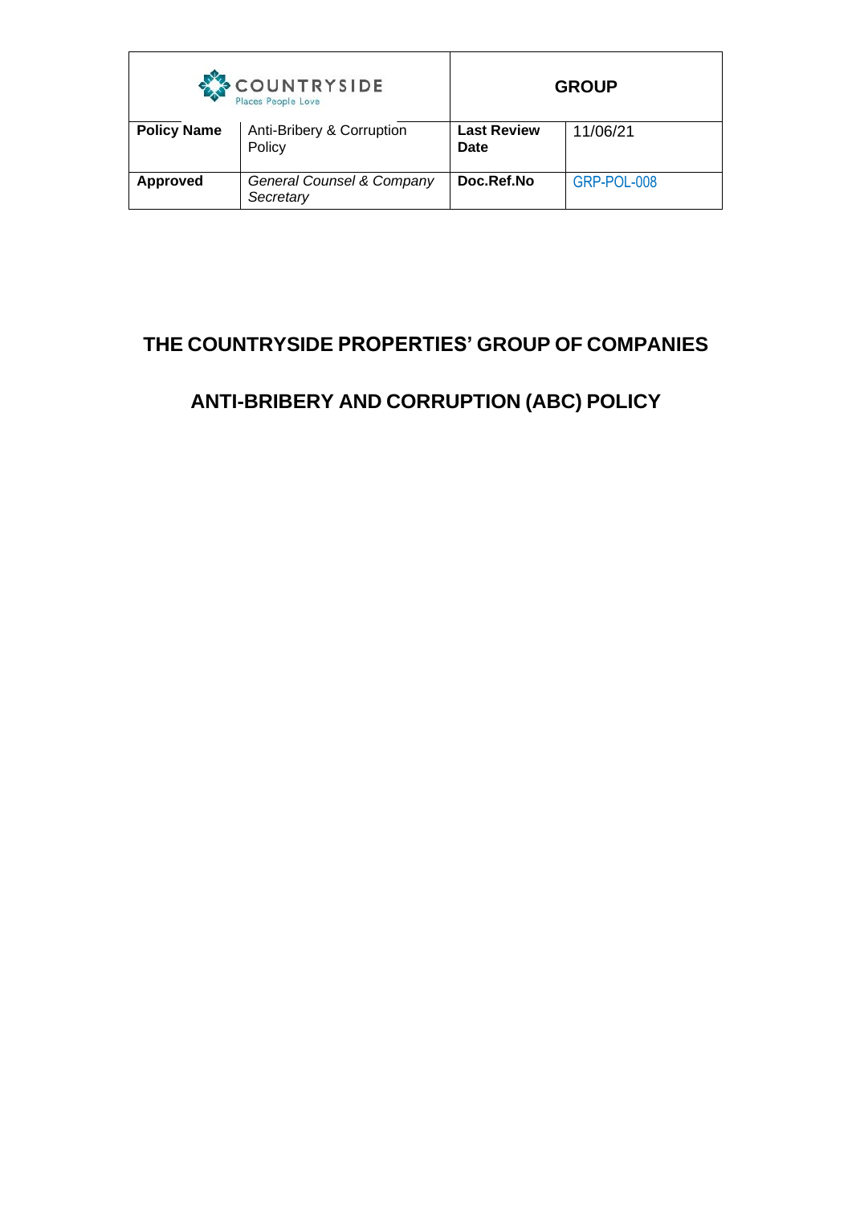| COUNTRYSIDE Places People Love | | GROUP | |
|---|---|---|---|
| **Policy Name** | Anti-Bribery & Corruption Policy | **Last Review Date** | 11/06/21 |
| **Approved** | *General Counsel & Company Secretary* | **Doc.Ref.No** | GRP-POL-008 |

# THE COUNTRYSIDE PROPERTIES' GROUP OF COMPANIES

# ANTI-BRIBERY AND CORRUPTION (ABC) POLICY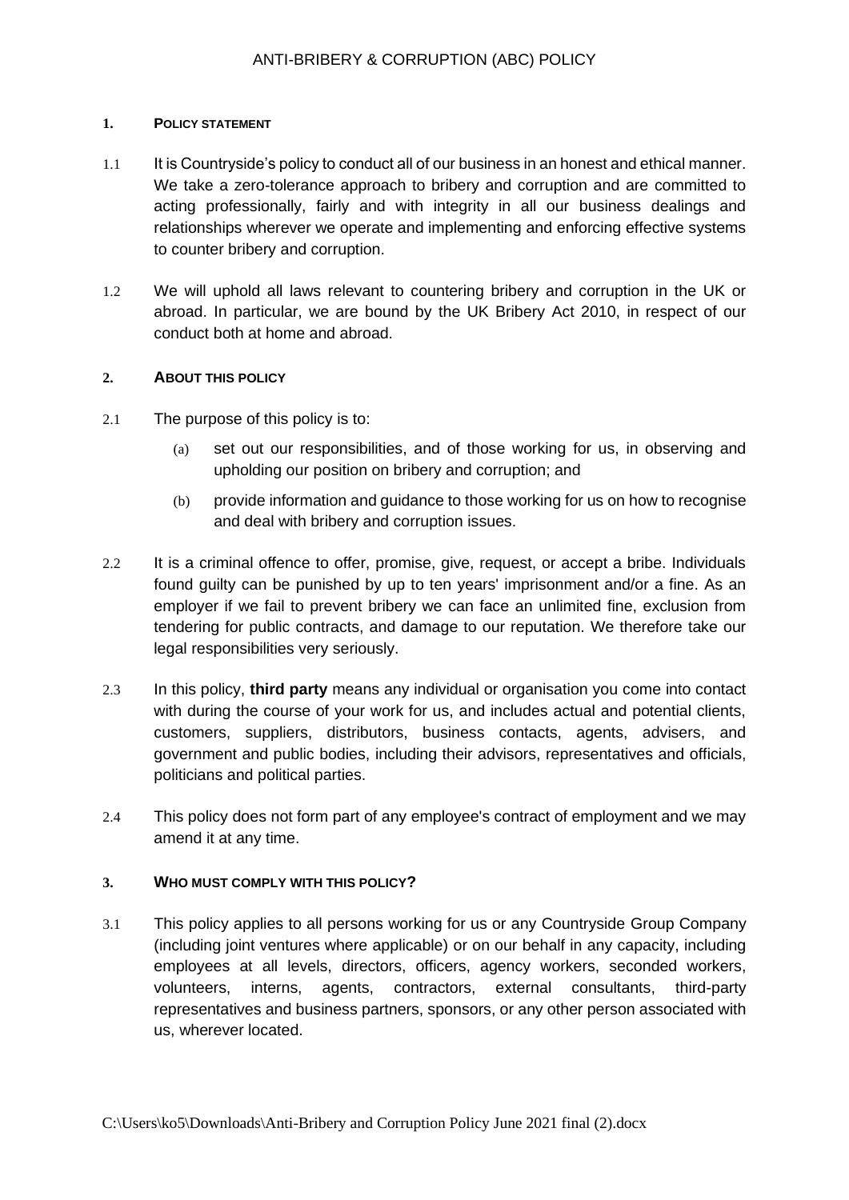# ANTI-BRIBERY & CORRUPTION (ABC) POLICY

## 1. POLICY STATEMENT

1.1 It is Countryside's policy to conduct all of our business in an honest and ethical manner. We take a zero-tolerance approach to bribery and corruption and are committed to acting professionally, fairly and with integrity in all our business dealings and relationships wherever we operate and implementing and enforcing effective systems to counter bribery and corruption.

1.2 We will uphold all laws relevant to countering bribery and corruption in the UK or abroad. In particular, we are bound by the UK Bribery Act 2010, in respect of our conduct both at home and abroad.

## 2. ABOUT THIS POLICY

2.1 The purpose of this policy is to:

(a) set out our responsibilities, and of those working for us, in observing and upholding our position on bribery and corruption; and

(b) provide information and guidance to those working for us on how to recognise and deal with bribery and corruption issues.

2.2 It is a criminal offence to offer, promise, give, request, or accept a bribe. Individuals found guilty can be punished by up to ten years' imprisonment and/or a fine. As an employer if we fail to prevent bribery we can face an unlimited fine, exclusion from tendering for public contracts, and damage to our reputation. We therefore take our legal responsibilities very seriously.

2.3 In this policy, **third party** means any individual or organisation you come into contact with during the course of your work for us, and includes actual and potential clients, customers, suppliers, distributors, business contacts, agents, advisers, and government and public bodies, including their advisors, representatives and officials, politicians and political parties.

2.4 This policy does not form part of any employee's contract of employment and we may amend it at any time.

## 3. WHO MUST COMPLY WITH THIS POLICY?

3.1 This policy applies to all persons working for us or any Countryside Group Company (including joint ventures where applicable) or on our behalf in any capacity, including employees at all levels, directors, officers, agency workers, seconded workers, volunteers, interns, agents, contractors, external consultants, third-party representatives and business partners, sponsors, or any other person associated with us, wherever located.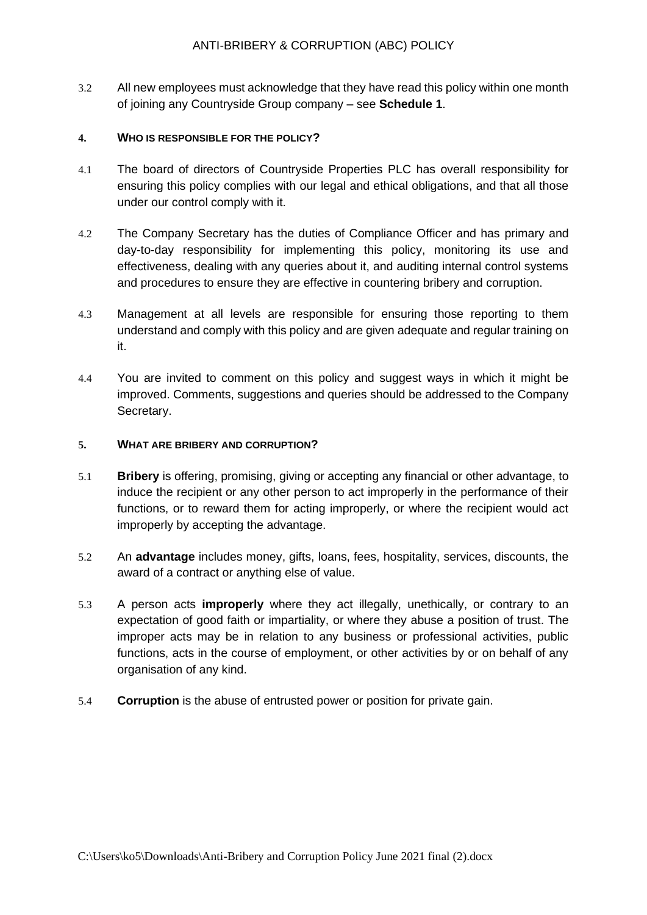3.2 All new employees must acknowledge that they have read this policy within one month of joining any Countryside Group company – see **Schedule 1**.

## 4. WHO IS RESPONSIBLE FOR THE POLICY?

4.1 The board of directors of Countryside Properties PLC has overall responsibility for ensuring this policy complies with our legal and ethical obligations, and that all those under our control comply with it.

4.2 The Company Secretary has the duties of Compliance Officer and has primary and day-to-day responsibility for implementing this policy, monitoring its use and effectiveness, dealing with any queries about it, and auditing internal control systems and procedures to ensure they are effective in countering bribery and corruption.

4.3 Management at all levels are responsible for ensuring those reporting to them understand and comply with this policy and are given adequate and regular training on it.

4.4 You are invited to comment on this policy and suggest ways in which it might be improved. Comments, suggestions and queries should be addressed to the Company Secretary.

## 5. WHAT ARE BRIBERY AND CORRUPTION?

5.1 **Bribery** is offering, promising, giving or accepting any financial or other advantage, to induce the recipient or any other person to act improperly in the performance of their functions, or to reward them for acting improperly, or where the recipient would act improperly by accepting the advantage.

5.2 An **advantage** includes money, gifts, loans, fees, hospitality, services, discounts, the award of a contract or anything else of value.

5.3 A person acts **improperly** where they act illegally, unethically, or contrary to an expectation of good faith or impartiality, or where they abuse a position of trust. The improper acts may be in relation to any business or professional activities, public functions, acts in the course of employment, or other activities by or on behalf of any organisation of any kind.

5.4 **Corruption** is the abuse of entrusted power or position for private gain.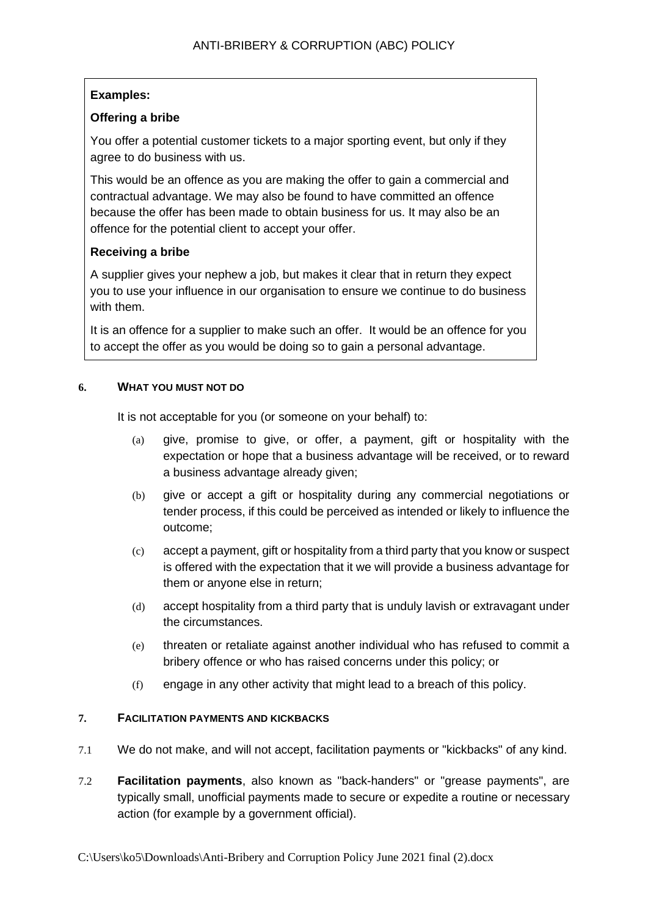**Examples:**

**Offering a bribe**

You offer a potential customer tickets to a major sporting event, but only if they agree to do business with us.

This would be an offence as you are making the offer to gain a commercial and contractual advantage. We may also be found to have committed an offence because the offer has been made to obtain business for us. It may also be an offence for the potential client to accept your offer.

**Receiving a bribe**

A supplier gives your nephew a job, but makes it clear that in return they expect you to use your influence in our organisation to ensure we continue to do business with them.

It is an offence for a supplier to make such an offer. It would be an offence for you to accept the offer as you would be doing so to gain a personal advantage.

## 6. WHAT YOU MUST NOT DO

It is not acceptable for you (or someone on your behalf) to:

(a) give, promise to give, or offer, a payment, gift or hospitality with the expectation or hope that a business advantage will be received, or to reward a business advantage already given;

(b) give or accept a gift or hospitality during any commercial negotiations or tender process, if this could be perceived as intended or likely to influence the outcome;

(c) accept a payment, gift or hospitality from a third party that you know or suspect is offered with the expectation that it we will provide a business advantage for them or anyone else in return;

(d) accept hospitality from a third party that is unduly lavish or extravagant under the circumstances.

(e) threaten or retaliate against another individual who has refused to commit a bribery offence or who has raised concerns under this policy; or

(f) engage in any other activity that might lead to a breach of this policy.

## 7. FACILITATION PAYMENTS AND KICKBACKS

7.1 We do not make, and will not accept, facilitation payments or "kickbacks" of any kind.

7.2 **Facilitation payments**, also known as "back-handers" or "grease payments", are typically small, unofficial payments made to secure or expedite a routine or necessary action (for example by a government official).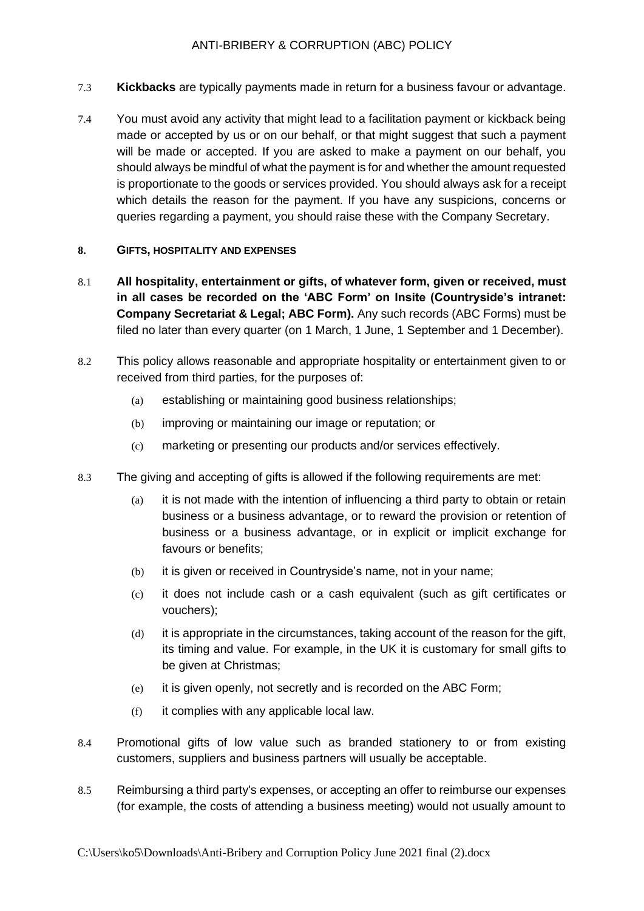7.3 **Kickbacks** are typically payments made in return for a business favour or advantage.

7.4 You must avoid any activity that might lead to a facilitation payment or kickback being made or accepted by us or on our behalf, or that might suggest that such a payment will be made or accepted. If you are asked to make a payment on our behalf, you should always be mindful of what the payment is for and whether the amount requested is proportionate to the goods or services provided. You should always ask for a receipt which details the reason for the payment. If you have any suspicions, concerns or queries regarding a payment, you should raise these with the Company Secretary.

## 8. GIFTS, HOSPITALITY AND EXPENSES

8.1 **All hospitality, entertainment or gifts, of whatever form, given or received, must in all cases be recorded on the 'ABC Form' on Insite (Countryside's intranet: Company Secretariat & Legal; ABC Form).** Any such records (ABC Forms) must be filed no later than every quarter (on 1 March, 1 June, 1 September and 1 December).

8.2 This policy allows reasonable and appropriate hospitality or entertainment given to or received from third parties, for the purposes of:

(a) establishing or maintaining good business relationships;

(b) improving or maintaining our image or reputation; or

(c) marketing or presenting our products and/or services effectively.

8.3 The giving and accepting of gifts is allowed if the following requirements are met:

(a) it is not made with the intention of influencing a third party to obtain or retain business or a business advantage, or to reward the provision or retention of business or a business advantage, or in explicit or implicit exchange for favours or benefits;

(b) it is given or received in Countryside's name, not in your name;

(c) it does not include cash or a cash equivalent (such as gift certificates or vouchers);

(d) it is appropriate in the circumstances, taking account of the reason for the gift, its timing and value. For example, in the UK it is customary for small gifts to be given at Christmas;

(e) it is given openly, not secretly and is recorded on the ABC Form;

(f) it complies with any applicable local law.

8.4 Promotional gifts of low value such as branded stationery to or from existing customers, suppliers and business partners will usually be acceptable.

8.5 Reimbursing a third party's expenses, or accepting an offer to reimburse our expenses (for example, the costs of attending a business meeting) would not usually amount to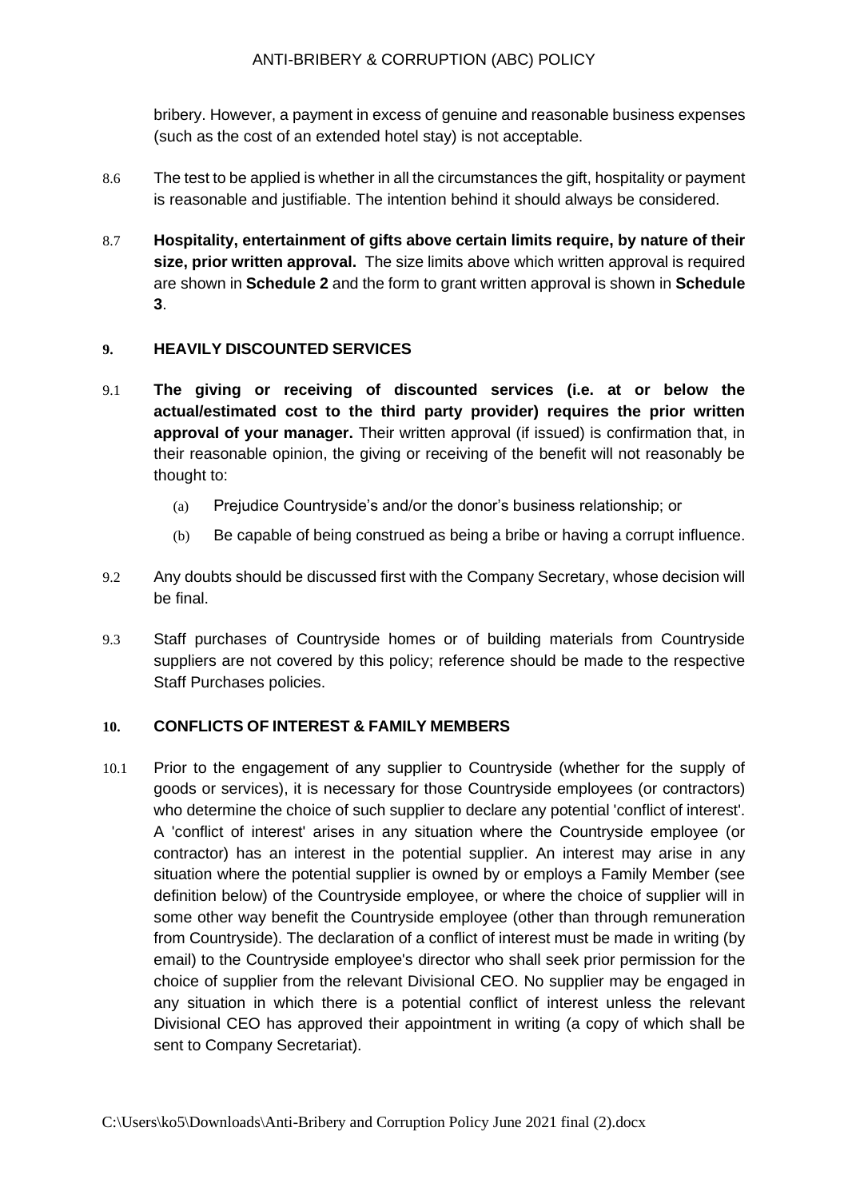bribery. However, a payment in excess of genuine and reasonable business expenses (such as the cost of an extended hotel stay) is not acceptable.

8.6 The test to be applied is whether in all the circumstances the gift, hospitality or payment is reasonable and justifiable. The intention behind it should always be considered.

8.7 **Hospitality, entertainment of gifts above certain limits require, by nature of their size, prior written approval.** The size limits above which written approval is required are shown in **Schedule 2** and the form to grant written approval is shown in **Schedule 3**.

## 9. HEAVILY DISCOUNTED SERVICES

9.1 **The giving or receiving of discounted services (i.e. at or below the actual/estimated cost to the third party provider) requires the prior written approval of your manager.** Their written approval (if issued) is confirmation that, in their reasonable opinion, the giving or receiving of the benefit will not reasonably be thought to:

(a) Prejudice Countryside's and/or the donor's business relationship; or

(b) Be capable of being construed as being a bribe or having a corrupt influence.

9.2 Any doubts should be discussed first with the Company Secretary, whose decision will be final.

9.3 Staff purchases of Countryside homes or of building materials from Countryside suppliers are not covered by this policy; reference should be made to the respective Staff Purchases policies.

## 10. CONFLICTS OF INTEREST & FAMILY MEMBERS

10.1 Prior to the engagement of any supplier to Countryside (whether for the supply of goods or services), it is necessary for those Countryside employees (or contractors) who determine the choice of such supplier to declare any potential 'conflict of interest'. A 'conflict of interest' arises in any situation where the Countryside employee (or contractor) has an interest in the potential supplier. An interest may arise in any situation where the potential supplier is owned by or employs a Family Member (see definition below) of the Countryside employee, or where the choice of supplier will in some other way benefit the Countryside employee (other than through remuneration from Countryside). The declaration of a conflict of interest must be made in writing (by email) to the Countryside employee's director who shall seek prior permission for the choice of supplier from the relevant Divisional CEO. No supplier may be engaged in any situation in which there is a potential conflict of interest unless the relevant Divisional CEO has approved their appointment in writing (a copy of which shall be sent to Company Secretariat).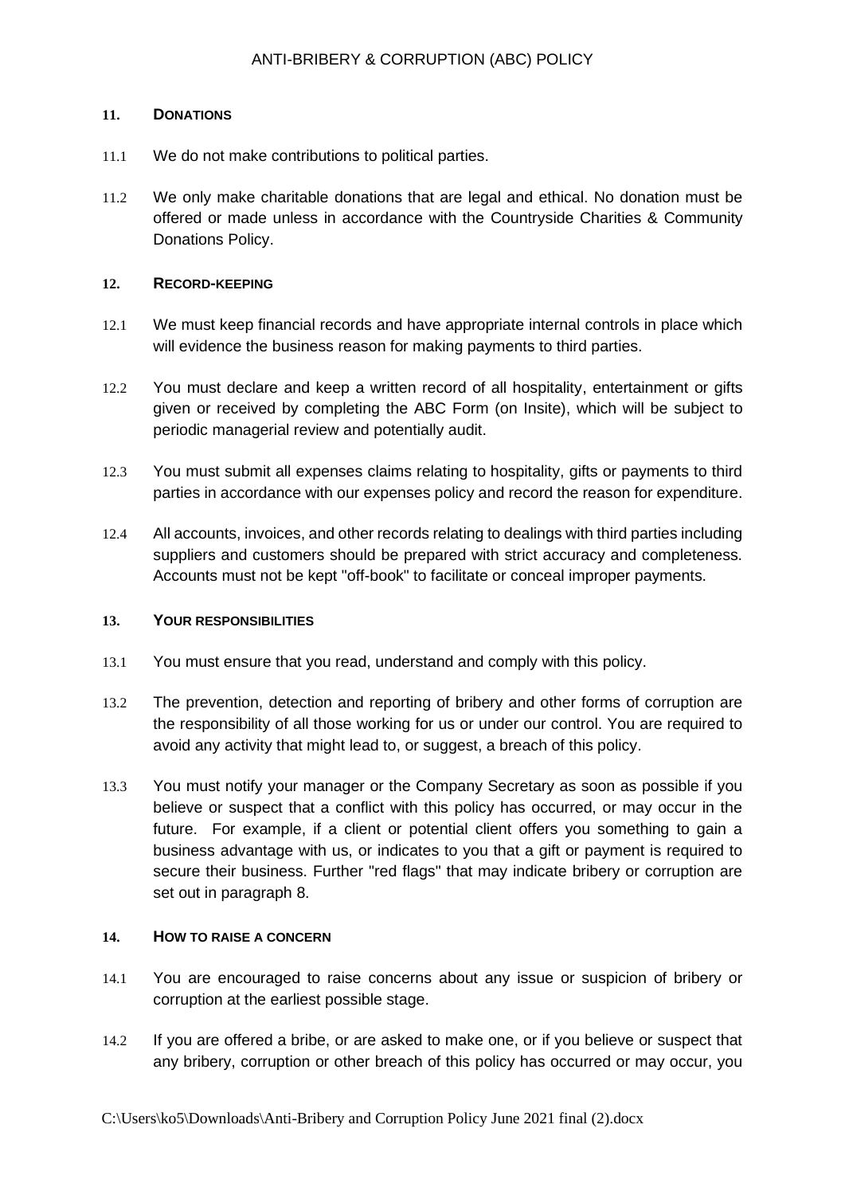## 11. DONATIONS

11.1 We do not make contributions to political parties.

11.2 We only make charitable donations that are legal and ethical. No donation must be offered or made unless in accordance with the Countryside Charities & Community Donations Policy.

## 12. RECORD-KEEPING

12.1 We must keep financial records and have appropriate internal controls in place which will evidence the business reason for making payments to third parties.

12.2 You must declare and keep a written record of all hospitality, entertainment or gifts given or received by completing the ABC Form (on Insite), which will be subject to periodic managerial review and potentially audit.

12.3 You must submit all expenses claims relating to hospitality, gifts or payments to third parties in accordance with our expenses policy and record the reason for expenditure.

12.4 All accounts, invoices, and other records relating to dealings with third parties including suppliers and customers should be prepared with strict accuracy and completeness. Accounts must not be kept "off-book" to facilitate or conceal improper payments.

## 13. YOUR RESPONSIBILITIES

13.1 You must ensure that you read, understand and comply with this policy.

13.2 The prevention, detection and reporting of bribery and other forms of corruption are the responsibility of all those working for us or under our control. You are required to avoid any activity that might lead to, or suggest, a breach of this policy.

13.3 You must notify your manager or the Company Secretary as soon as possible if you believe or suspect that a conflict with this policy has occurred, or may occur in the future. For example, if a client or potential client offers you something to gain a business advantage with us, or indicates to you that a gift or payment is required to secure their business. Further "red flags" that may indicate bribery or corruption are set out in paragraph 8.

## 14. HOW TO RAISE A CONCERN

14.1 You are encouraged to raise concerns about any issue or suspicion of bribery or corruption at the earliest possible stage.

14.2 If you are offered a bribe, or are asked to make one, or if you believe or suspect that any bribery, corruption or other breach of this policy has occurred or may occur, you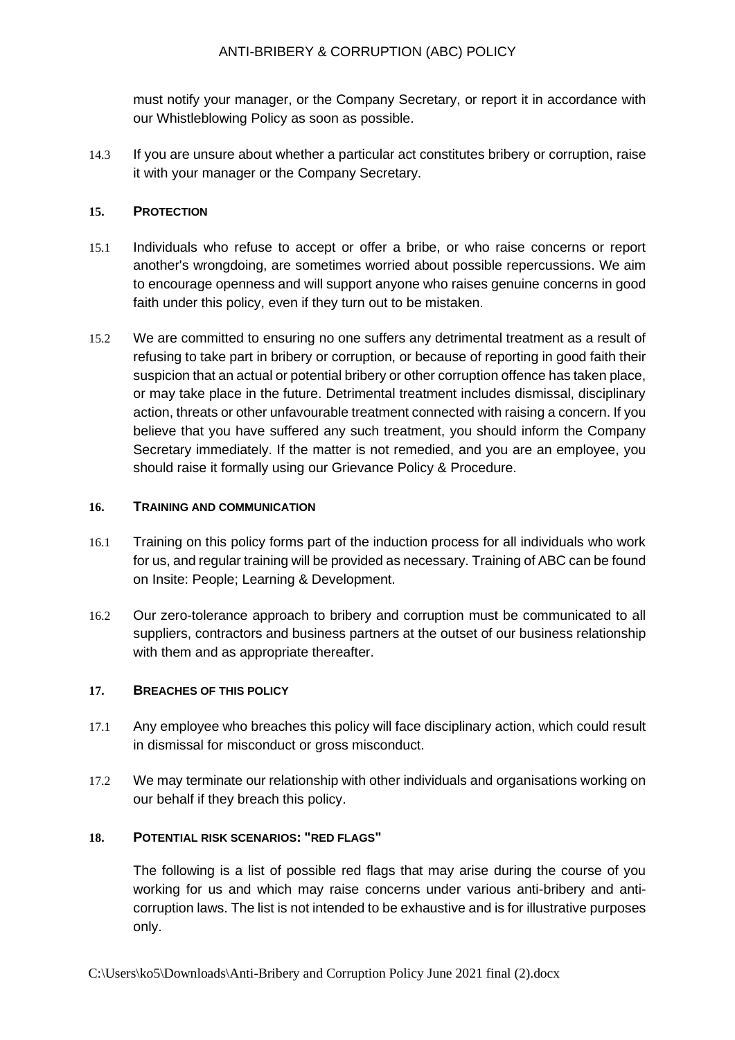must notify your manager, or the Company Secretary, or report it in accordance with our Whistleblowing Policy as soon as possible.

14.3 If you are unsure about whether a particular act constitutes bribery or corruption, raise it with your manager or the Company Secretary.

## 15. PROTECTION

15.1 Individuals who refuse to accept or offer a bribe, or who raise concerns or report another's wrongdoing, are sometimes worried about possible repercussions. We aim to encourage openness and will support anyone who raises genuine concerns in good faith under this policy, even if they turn out to be mistaken.

15.2 We are committed to ensuring no one suffers any detrimental treatment as a result of refusing to take part in bribery or corruption, or because of reporting in good faith their suspicion that an actual or potential bribery or other corruption offence has taken place, or may take place in the future. Detrimental treatment includes dismissal, disciplinary action, threats or other unfavourable treatment connected with raising a concern. If you believe that you have suffered any such treatment, you should inform the Company Secretary immediately. If the matter is not remedied, and you are an employee, you should raise it formally using our Grievance Policy & Procedure.

## 16. TRAINING AND COMMUNICATION

16.1 Training on this policy forms part of the induction process for all individuals who work for us, and regular training will be provided as necessary. Training of ABC can be found on Insite: People; Learning & Development.

16.2 Our zero-tolerance approach to bribery and corruption must be communicated to all suppliers, contractors and business partners at the outset of our business relationship with them and as appropriate thereafter.

## 17. BREACHES OF THIS POLICY

17.1 Any employee who breaches this policy will face disciplinary action, which could result in dismissal for misconduct or gross misconduct.

17.2 We may terminate our relationship with other individuals and organisations working on our behalf if they breach this policy.

## 18. POTENTIAL RISK SCENARIOS: "RED FLAGS"

The following is a list of possible red flags that may arise during the course of you working for us and which may raise concerns under various anti-bribery and anti-corruption laws. The list is not intended to be exhaustive and is for illustrative purposes only.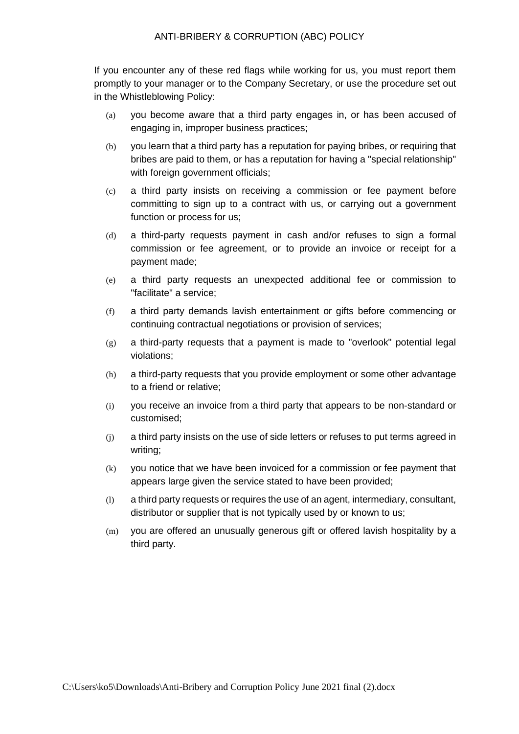If you encounter any of these red flags while working for us, you must report them promptly to your manager or to the Company Secretary, or use the procedure set out in the Whistleblowing Policy:

(a) you become aware that a third party engages in, or has been accused of engaging in, improper business practices;

(b) you learn that a third party has a reputation for paying bribes, or requiring that bribes are paid to them, or has a reputation for having a "special relationship" with foreign government officials;

(c) a third party insists on receiving a commission or fee payment before committing to sign up to a contract with us, or carrying out a government function or process for us;

(d) a third-party requests payment in cash and/or refuses to sign a formal commission or fee agreement, or to provide an invoice or receipt for a payment made;

(e) a third party requests an unexpected additional fee or commission to "facilitate" a service;

(f) a third party demands lavish entertainment or gifts before commencing or continuing contractual negotiations or provision of services;

(g) a third-party requests that a payment is made to "overlook" potential legal violations;

(h) a third-party requests that you provide employment or some other advantage to a friend or relative;

(i) you receive an invoice from a third party that appears to be non-standard or customised;

(j) a third party insists on the use of side letters or refuses to put terms agreed in writing;

(k) you notice that we have been invoiced for a commission or fee payment that appears large given the service stated to have been provided;

(l) a third party requests or requires the use of an agent, intermediary, consultant, distributor or supplier that is not typically used by or known to us;

(m) you are offered an unusually generous gift or offered lavish hospitality by a third party.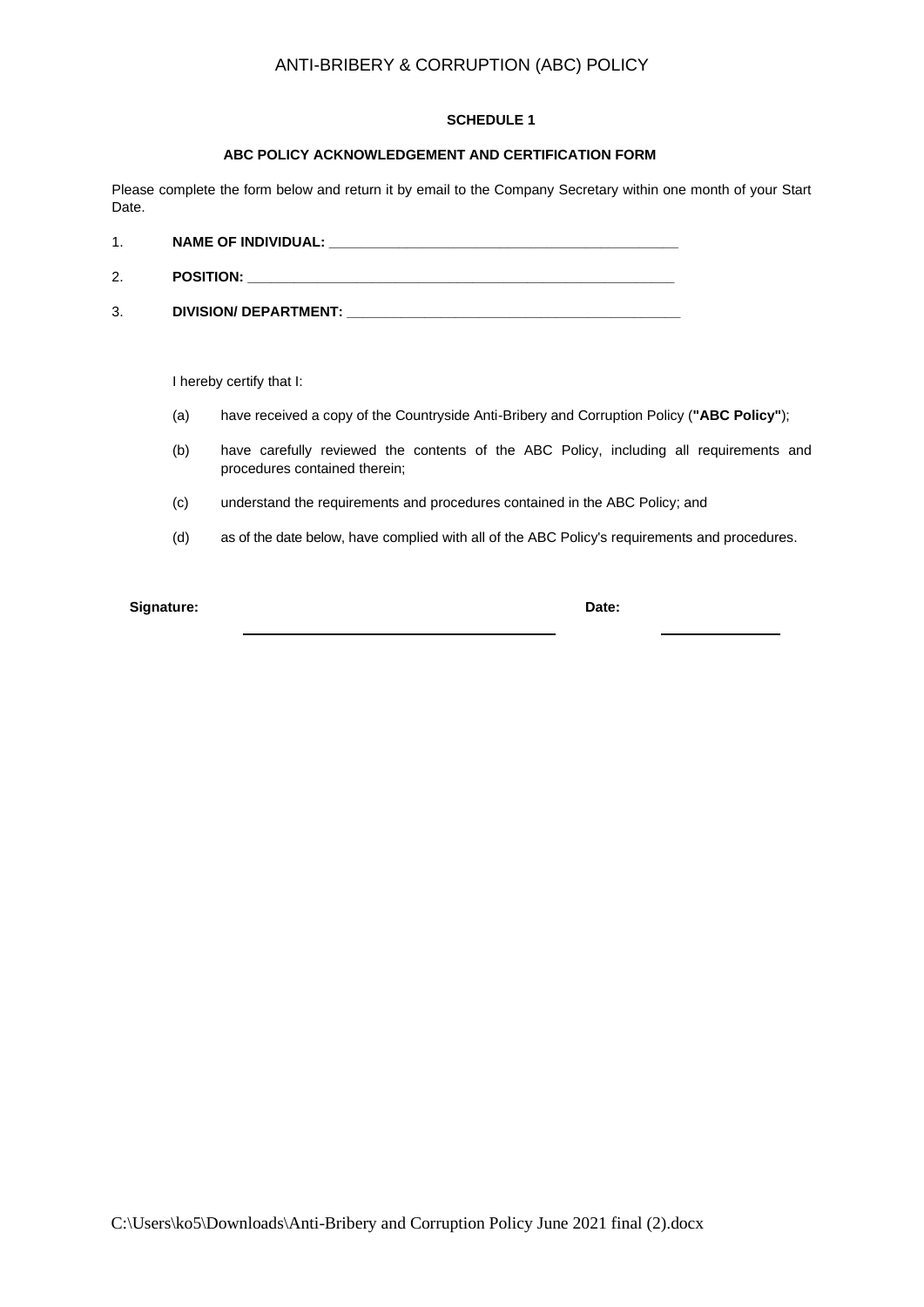**SCHEDULE 1**

**ABC POLICY ACKNOWLEDGEMENT AND CERTIFICATION FORM**

Please complete the form below and return it by email to the Company Secretary within one month of your Start Date.

1. **NAME OF INDIVIDUAL: \_\_\_\_\_\_\_\_\_\_\_\_\_\_\_\_\_\_\_\_\_\_\_\_\_\_\_\_\_\_\_\_\_\_\_\_\_\_\_\_\_\_\_\_\_\_**
2. **POSITION: \_\_\_\_\_\_\_\_\_\_\_\_\_\_\_\_\_\_\_\_\_\_\_\_\_\_\_\_\_\_\_\_\_\_\_\_\_\_\_\_\_\_\_\_\_\_\_\_\_\_\_\_\_\_**
3. **DIVISION/ DEPARTMENT: \_\_\_\_\_\_\_\_\_\_\_\_\_\_\_\_\_\_\_\_\_\_\_\_\_\_\_\_\_\_\_\_\_\_\_\_\_\_\_\_\_\_\_\_**

I hereby certify that I:

(a) have received a copy of the Countryside Anti-Bribery and Corruption Policy (**"ABC Policy"**);

(b) have carefully reviewed the contents of the ABC Policy, including all requirements and procedures contained therein;

(c) understand the requirements and procedures contained in the ABC Policy; and

(d) as of the date below, have complied with all of the ABC Policy's requirements and procedures.

**Signature:** \_\_\_\_\_\_\_\_\_\_\_\_\_\_\_\_\_\_\_\_\_\_\_\_\_\_\_\_\_\_\_\_\_\_\_\_ **Date:** \_\_\_\_\_\_\_\_\_\_\_\_\_\_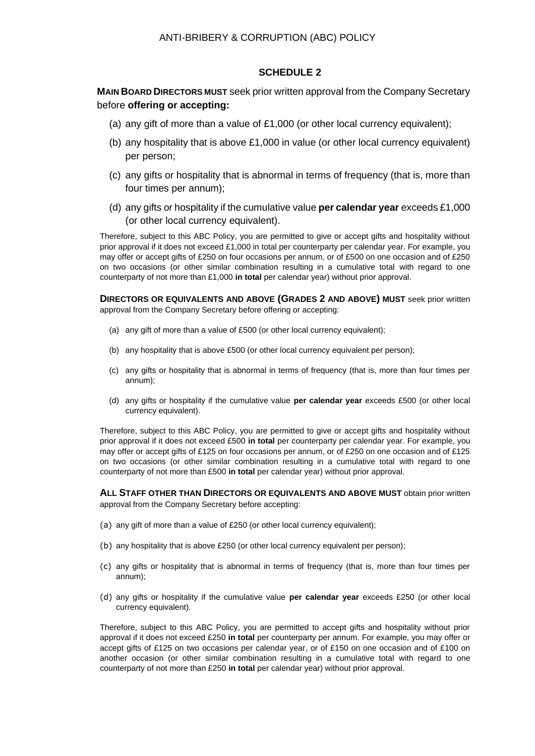## SCHEDULE 2

**MAIN BOARD DIRECTORS MUST** seek prior written approval from the Company Secretary before **offering or accepting:**

(a) any gift of more than a value of £1,000 (or other local currency equivalent);

(b) any hospitality that is above £1,000 in value (or other local currency equivalent) per person;

(c) any gifts or hospitality that is abnormal in terms of frequency (that is, more than four times per annum);

(d) any gifts or hospitality if the cumulative value **per calendar year** exceeds £1,000 (or other local currency equivalent).

Therefore, subject to this ABC Policy, you are permitted to give or accept gifts and hospitality without prior approval if it does not exceed £1,000 in total per counterparty per calendar year. For example, you may offer or accept gifts of £250 on four occasions per annum, or of £500 on one occasion and of £250 on two occasions (or other similar combination resulting in a cumulative total with regard to one counterparty of not more than £1,000 **in total** per calendar year) without prior approval.

**DIRECTORS OR EQUIVALENTS AND ABOVE (GRADES 2 AND ABOVE) MUST** seek prior written approval from the Company Secretary before offering or accepting:

(a) any gift of more than a value of £500 (or other local currency equivalent);

(b) any hospitality that is above £500 (or other local currency equivalent per person);

(c) any gifts or hospitality that is abnormal in terms of frequency (that is, more than four times per annum);

(d) any gifts or hospitality if the cumulative value **per calendar year** exceeds £500 (or other local currency equivalent).

Therefore, subject to this ABC Policy, you are permitted to give or accept gifts and hospitality without prior approval if it does not exceed £500 **in total** per counterparty per calendar year. For example, you may offer or accept gifts of £125 on four occasions per annum, or of £250 on one occasion and of £125 on two occasions (or other similar combination resulting in a cumulative total with regard to one counterparty of not more than £500 **in total** per calendar year) without prior approval.

**ALL STAFF OTHER THAN DIRECTORS OR EQUIVALENTS AND ABOVE MUST** obtain prior written approval from the Company Secretary before accepting:

(a) any gift of more than a value of £250 (or other local currency equivalent);

(b) any hospitality that is above £250 (or other local currency equivalent per person);

(c) any gifts or hospitality that is abnormal in terms of frequency (that is, more than four times per annum);

(d) any gifts or hospitality if the cumulative value **per calendar year** exceeds £250 (or other local currency equivalent).

Therefore, subject to this ABC Policy, you are permitted to accept gifts and hospitality without prior approval if it does not exceed £250 **in total** per counterparty per annum. For example, you may offer or accept gifts of £125 on two occasions per calendar year, or of £150 on one occasion and of £100 on another occasion (or other similar combination resulting in a cumulative total with regard to one counterparty of not more than £250 **in total** per calendar year) without prior approval.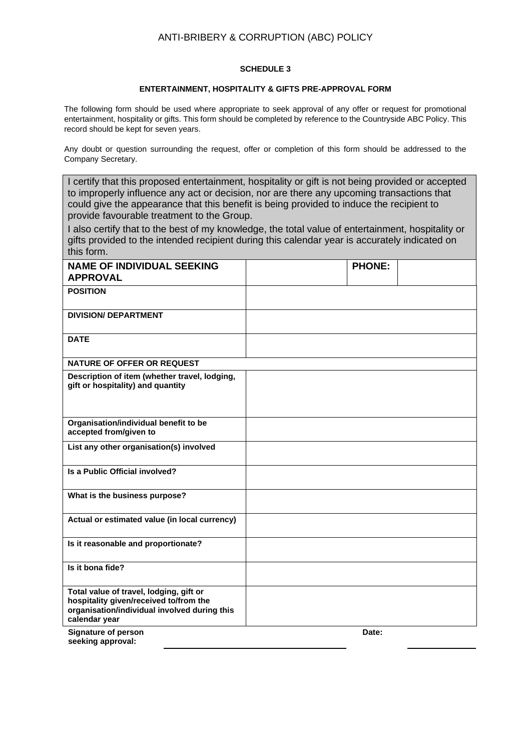# ANTI-BRIBERY & CORRUPTION (ABC) POLICY

## SCHEDULE 3

### ENTERTAINMENT, HOSPITALITY & GIFTS PRE-APPROVAL FORM

The following form should be used where appropriate to seek approval of any offer or request for promotional entertainment, hospitality or gifts. This form should be completed by reference to the Countryside ABC Policy. This record should be kept for seven years.

Any doubt or question surrounding the request, offer or completion of this form should be addressed to the Company Secretary.

I certify that this proposed entertainment, hospitality or gift is not being provided or accepted to improperly influence any act or decision, nor are there any upcoming transactions that could give the appearance that this benefit is being provided to induce the recipient to provide favourable treatment to the Group.

I also certify that to the best of my knowledge, the total value of entertainment, hospitality or gifts provided to the intended recipient during this calendar year is accurately indicated on this form.

| | | | |
|---|---|---|---|
| **NAME OF INDIVIDUAL SEEKING APPROVAL** | | **PHONE:** | |
| **POSITION** | | | |
| **DIVISION/ DEPARTMENT** | | | |
| **DATE** | | | |
| **NATURE OF OFFER OR REQUEST** | | | |
| **Description of item (whether travel, lodging, gift or hospitality) and quantity** | | | |
| **Organisation/individual benefit to be accepted from/given to** | | | |
| **List any other organisation(s) involved** | | | |
| **Is a Public Official involved?** | | | |
| **What is the business purpose?** | | | |
| **Actual or estimated value (in local currency)** | | | |
| **Is it reasonable and proportionate?** | | | |
| **Is it bona fide?** | | | |
| **Total value of travel, lodging, gift or hospitality given/received to/from the organisation/individual involved during this calendar year** | | | |

**Signature of person seeking approval:** ______________________ **Date:** __________